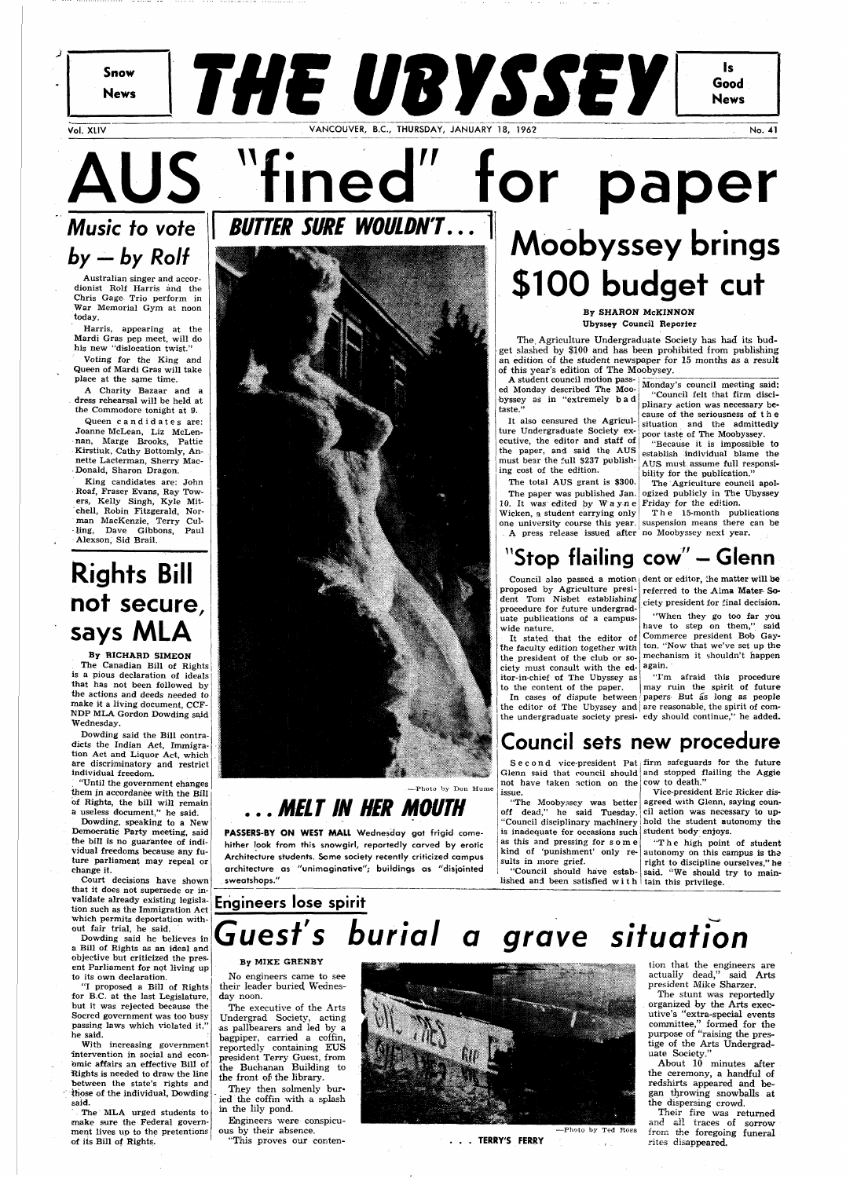Snow News

# THE UBYSSEY

Is Good News

Vol. XLIV — VANCOUVER, B.C., THURSDAY, JANUARY 18, 1962 — No. 41

# AUS "fined" for paper

## Moobyssey brings $100 budget cut

**By SHARON McKINNON**
**Ubyssey Council Reporter**

The Agriculture Undergraduate Society has had its budget slashed by $100 and has been prohibited from publishing an edition of the student newspaper for 15 months as a result of this year's edition of The Moobyssey.

A student council motion passed Monday described The Moobyssey as in "extremely bad taste."

It also censured the Agriculture Undergraduate Society executive, the editor and staff of the paper, and said the AUS must bear the full $237 publishing cost of the edition.

The total AUS grant is $300.

The paper was published Jan. 10. It was edited by Wayne Wicken, a student carrying only one university course this year.

A press release issued after Monday's council meeting said:

"Council felt that firm disciplinary action was necessary because of the seriousness of the situation and the admittedly poor taste of The Moobyssey.

"Because it is impossible to establish individual blame the AUS must assume full responsibility for the publication."

The Agriculture council apologized publicly in The Ubyssey Friday for the edition.

The 15-month publications suspension means there can be no Moobyssey next year.

## "Stop flailing cow" — Glenn

Council also passed a motion proposed by Agriculture president Tom Nisbet establishing procedure for future undergraduate publications of a campus-wide nature.

It stated that the editor of the faculty edition together with the president of the club or society must consult with the editor-in-chief of The Ubyssey as to the content of the paper.

In cases of dispute between the editor of The Ubyssey and the undergraduate society president or editor, the matter will be referred to the Alma Mater Society president for final decision.

"When they go too far you have to step on them," said Commerce president Bob Gayton. "Now that we've set up the mechanism it shouldn't happen again.

"I'm afraid this procedure may ruin the spirit of future papers. But as long as people are reasonable, the spirit of comedy should continue," he added.

## Council sets new procedure

Second vice-president Pat Glenn said that council should not have taken action on the issue.

"The Moobyssey was better off dead," he said Tuesday. "Council disciplinary machinery is inadequate for occasions such as this and pressing for some kind of 'punishment' only results in more grief.

"Council should have established and been satisfied with firm safeguards for the future and stopped flailing the Aggie cow to death."

Vice-president Eric Ricker disagreed with Glenn, saying council action was necessary to uphold the student autonomy the student body enjoys.

"The high point of student autonomy on this campus is the right to discipline ourselves," he said. "We should try to maintain this privilege.

## *Music to vote by — by Rolf*

Australian singer and accordionist Rolf Harris and the Chris Gage Trio perform in War Memorial Gym at noon today.

Harris, appearing at the Mardi Gras pep meet, will do his new "dislocation twist."

Voting for the King and Queen of Mardi Gras will take place at the same time.

A Charity Bazaar and a dress rehearsal will be held at the Commodore tonight at 9.

Queen candidates are: Joanne McLean, Liz McLennan, Marge Brooks, Pattie Kirstiuk, Cathy Bottomly, Annette Lacterman, Sherry MacDonald, Sharon Dragon.

King candidates are: John Roaf, Fraser Evans, Ray Towers, Kelly Singh, Kyle Mitchell, Robin Fitzgerald, Norman MacKenzie, Terry Culling, Dave Gibbons, Paul Alexson, Sid Brail.

## *BUTTER SURE WOULDN'T...*

—Photo by Don Hume

## *...MELT IN HER MOUTH*

**PASSERS-BY ON WEST MALL Wednesday got frigid come-hither look from this snowgirl, reportedly carved by erotic Architecture students. Some society recently criticized campus architecture as "unimaginative"; buildings as "disjointed sweatshops."**

## Rights Bill not secure, says MLA

**By RICHARD SIMEON**

The Canadian Bill of Rights is a pious declaration of ideals that has not been followed by the actions and deeds needed to make it a living document, CCF-NDP MLA Gordon Dowding said Wednesday.

Dowding said the Bill contradicts the Indian Act, Immigration Act and Liquor Act, which are discriminatory and restrict individual freedom.

"Until the government changes them in accordance with the Bill of Rights, the bill will remain a useless document," he said.

Dowding, speaking to a New Democratic Party meeting, said the bill is no guarantee of individual freedoms because any future parliament may repeal or change it.

Court decisions have shown that it does not supersede or invalidate already existing legislation such as the Immigration Act which permits deportation without fair trial, he said.

Dowding said he believes in a Bill of Rights as an ideal and objective but criticized the present Parliament for not living up to its own declaration.

"I proposed a Bill of Rights for B.C. at the last Legislature, but it was rejected because the Socred government was too busy passing laws which violated it," he said.

With increasing government intervention in social and economic affairs an effective Bill of Rights is needed to draw the line between the state's rights and those of the individual, Dowding said.

The MLA urged students to make sure the Federal government lives up to the pretentions of its Bill of Rights.

## Engineers lose spirit

# *Guest's burial a grave situation*

**By MIKE GRENBY**

No engineers came to see their leader buried Wednesday noon.

The executive of the Arts Undergrad Society, acting as pallbearers and led by a bagpiper, carried a coffin, reportedly containing EUS president Terry Guest, from the Buchanan Building to the front of the library.

They then solmenly buried the coffin with a splash in the lily pond.

Engineers were conspicuous by their absence.

"This proves our contention that the engineers are actually dead," said Arts president Mike Sharzer.

The stunt was reportedly organized by the Arts executive's "extra-special events committee," formed for the purpose of "raising the prestige of the Arts Undergraduate Society."

About 10 minutes after the ceremony, a handful of redshirts appeared and began throwing snowballs at the dispersing crowd.

Their fire was returned and all traces of sorrow from the foregoing funeral rites disappeared.

—Photo by Ted Ross

. . . TERRY'S FERRY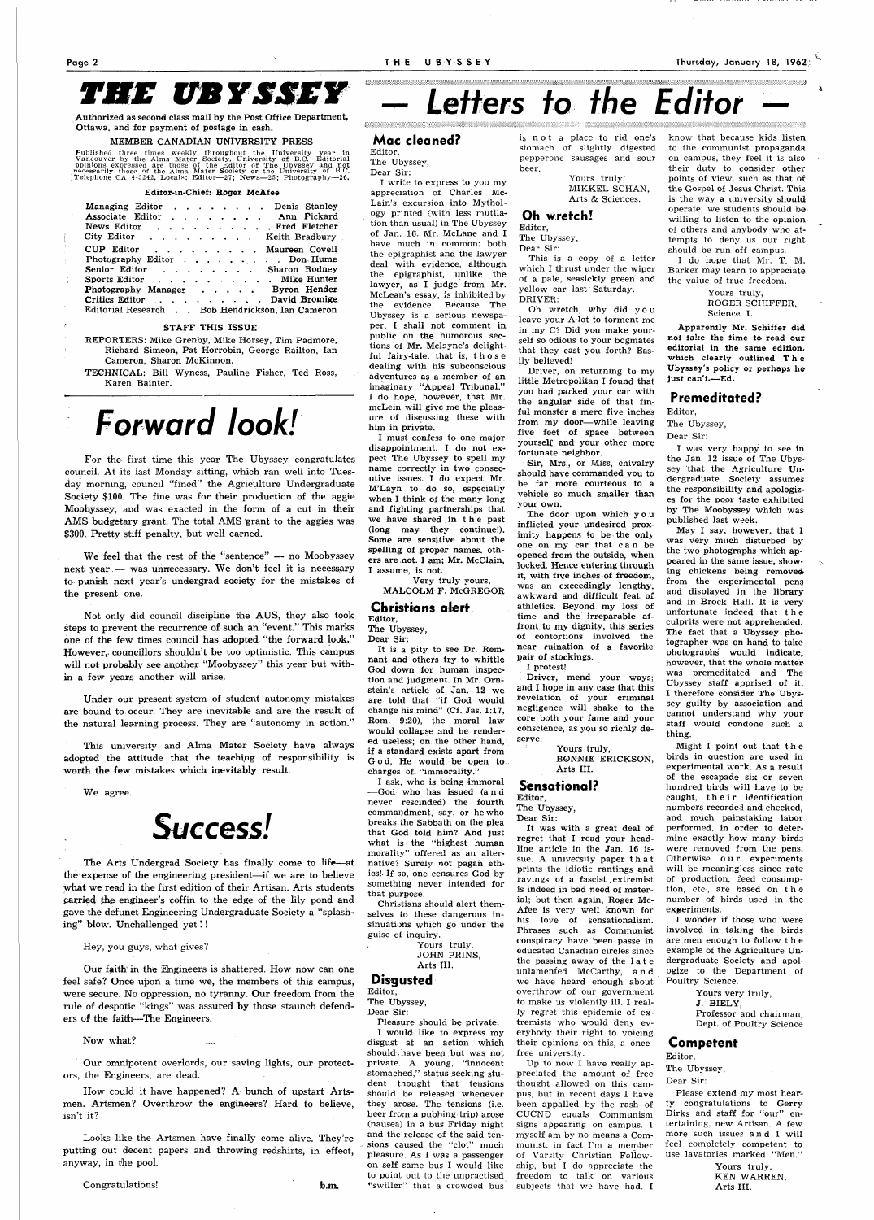# THE UBYSSEY

Authorized as second class mail by the Post Office Department, Ottawa, and for payment of postage in cash.

MEMBER CANADIAN UNIVERSITY PRESS

Published three times weekly throughout the University year in Vancouver by the Alma Mater Society, University of B.C. Editorial opinions expressed are those of the Editor of The Ubyssey and not necessarily those of the Alma Mater Society or the University of B.C. Telephone CA 4-3242, Locals: Editor—27; News—25; Photography—26.

**Editor-in-Chief: Roger McAfee**

Managing Editor . . . . . . . . Denis Stanley
Associate Editor . . . . . . . . Ann Pickard
News Editor . . . . . . . . . . Fred Fletcher
City Editor . . . . . . . . . . Keith Bradbury
CUP Editor . . . . . . . . . . Maureen Covell
Photography Editor . . . . . . . . Don Hume
Senior Editor . . . . . . . . Sharon Rodney
Sports Editor . . . . . . . . . . Mike Hunter
Photography Manager . . . . . Byron Hender
Critics Editor . . . . . . . . . David Bromige
Editorial Research . . Bob Hendrickson, Ian Cameron

**STAFF THIS ISSUE**

REPORTERS: Mike Grenby, Mike Horsey, Tim Padmore, Richard Simeon, Pat Horrobin, George Railton, Ian Cameron, Sharon McKinnon.

TECHNICAL: Bill Wyness, Pauline Fisher, Ted Ross, Karen Bainter.

# Forward look!

For the first time this year The Ubyssey congratulates council. At its last Monday sitting, which ran well into Tuesday morning, council "fined" the Agriculture Undergraduate Society $100. The fine was for their production of the aggie Moobyssey, and was exacted in the form of a cut in their AMS budgetary grant. The total AMS grant to the aggies was $300. Pretty stiff penalty, but well earned.

We feel that the rest of the "sentence" — no Moobyssey next year — was unnecessary. We don't feel it is necessary to punish next year's undergrad society for the mistakes of the present one.

Not only did council discipline the AUS, they also took steps to prevent the recurrence of such an "event." This marks one of the few times council has adopted "the forward look." However, councillors shouldn't be too optimistic. This campus will not probably see another "Moobyssey" this year but within a few years another will arise.

Under our present system of student autonomy mistakes are bound to occur. They are inevitable and are the result of the natural learning process. They are "autonomy in action."

This university and Alma Mater Society have always adopted the attitude that the teaching of responsibility is worth the few mistakes which inevitably result.

We agree.

# Success!

The Arts Undergrad Society has finally come to life—at the expense of the engineering president—if we are to believe what we read in the first edition of their Artisan. Arts students carried the engineer's coffin to the edge of the lily pond and gave the defunct Engineering Undergraduate Society a "splashing" blow. Unchallenged yet ! !

Hey, you guys, what gives?

Our faith in the Engineers is shattered. How now can one feel safe? Once upon a time we, the members of this campus, were secure. No oppression, no tyranny. Our freedom from the rule of despotic "kings" was assured by those staunch defenders of the faith—The Engineers.

Now what?

Our omnipotent overlords, our saving lights, our protectors, the Engineers, are dead.

How could it have happened? A bunch of upstart Artsmen. Artsmen? Overthrow the engineers? Hard to believe, isn't it?

Looks like the Artsmen have finally come alive. They're putting out decent papers and throwing redshirts, in effect, anyway, in the pool.

Congratulations!

b.m.

# — Letters to the Editor —

## Mac cleaned?

Editor,
The Ubyssey,
Dear Sir:

I write to express to you my appreciation of Charles McLain's excursion into Mythology printed (with less mutilation than usual) in The Ubyssey of Jan. 16. Mr. McLane and I have much in common: both the epigraphist and the lawyer deal with evidence, although the epigraphist, unlike the lawyer, as I judge from Mr. McLean's essay, is inhibited by the evidence. Because The Ubyssey is a serious newspaper, I shall not comment in public on the humorous sections of Mr. Mclayne's delightful fairy-tale, that is, those dealing with his subconscious adventures as a member of an imaginary "Appeal Tribunal." I do hope, however, that Mr. mcLein will give me the pleasure of discussing these with him in private.

I must confess to one major disappointment. I do not expect The Ubyssey to spell my name correctly in two consecutive issues. I do expect Mr. M'Layn to do so, especially when I think of the many long and fighting partnerships that we have shared in the past (long may they continue!). Some are sensitive about the spelling of proper names, others are not. I am; Mr. McClain, I assume, is not.

Very truly yours,
MALCOLM F. McGREGOR

## Christians alert

Editor,
The Ubyssey,
Dear Sir:

It is a pity to see Dr. Remnant and others try to whittle God down for human inspection and judgment. In Mr. Ornstein's article of Jan. 12 we are told that "if God would change his mind" (Cf. Jas. 1:17, Rom. 9:20), the moral law would collapse and be rendered useless; on the other hand, if a standard exists apart from God, He would be open to charges of "immorality."

I ask, who is being immoral —God who has issued (and never rescinded) the fourth commandment, say, or he who breaks the Sabbath on the plea that God told him? And just what is the "highest human morality" offered as an alternative? Surely not pagan ethics! If so, one censures God by something never intended for that purpose.

Christians should alert themselves to these dangerous insinuations which go under the guise of inquiry.

Yours truly,
JOHN PRINS,
Arts III.

## Disgusted

Editor,
The Ubyssey,
Dear Sir:

Pleasure should be private.

I would like to express my disgust at an action which should have been but was not private. A young, "innocent stomached," status seeking student thought that tensions should be released whenever they arose. The tensions (i.e. beer from a pubbing trip) arose (nausea) in a bus Friday night and the release of the said tensions caused the "clot" much pleasure. As I was a passenger on self same bus I would like to point out to the unpractised "swiller" that a crowded bus is not a place to rid one's stomach of slightly digested pepperone sausages and sour beer.

Yours truly,
MIKKEL SCHAN,
Arts & Sciences.

## Oh wretch!

Editor,
The Ubyssey,
Dear Sir:

This is a copy of a letter which I thrust under the wiper of a pale, seasickly green and yellow car last Saturday.

DRIVER:

Oh wretch, why did you leave your A-lot to torment me in my C? Did you make yourself so odious to your bogmates that they cast you forth? Easily believed!

Driver, on returning to my little Metropolitan I found that you had parked your car with the angular side of that fitful monster a mere five inches from my door—while leaving five feet of space between yourself and your other more fortunate neighbor.

Sir, Mrs., or Miss, chivalry should have commanded you to be far more courteous to a vehicle so much smaller than your own.

The door upon which you inflicted your undesired proximity happens to be the only one on my car that can be opened from the outside, when locked. Hence entering through it, with five inches of freedom, was an exceedingly lengthy, awkward and difficult feat of athletics. Beyond my loss of time and the irreparable affront to my dignity, this series of contortions involved the near ruination of a favorite pair of stockings.

I protest!

Driver, mend your ways; and I hope in any case that this revelation of your criminal negligence will shake to the core both your fame and your conscience, as you so richly deserve.

Yours truly,
BONNIE ERICKSON,
Arts III.

## Sensational?

Editor,
The Ubyssey,
Dear Sir:

It was with a great deal of regret that I read your headline article in the Jan. 16 issue. A university paper that prints the idiotic rantings and ravings of a fascist extremist is indeed in bad need of material; but then again, Roger McAfee is very well known for his love of sensationalism. Phrases such as Communist conspiracy have been passe in educated Canadian circles since the passing away of the late unlamented McCarthy, and we have heard enough about overthrow of our government to make us violently ill. I really regret this epidemic of extremists who would deny everybody their right to voicing their opinions on this, a once-free university.

Up to now I have really appreciated the amount of free thought allowed on this campus, but in recent days I have been appalled by the rash of CUCND equals Communism signs appearing on campus. I myself am by no means a Communist, in fact I'm a member of Varsity Christian Fellowship, but I do appreciate the freedom to talk on various subjects that we have had. I know that because kids listen to the communist propaganda on campus, they feel it is also their duty to consider other points of view, such as that of the Gospel of Jesus Christ. This is the way a university should operate; we students should be willing to listen to the opinion of others and anybody who attempts to deny us our right should be run off campus.

I do hope that Mr. T. M. Barker may learn to appreciate the value of true freedom.

Yours truly,
ROGER SCHIFFER,
Science I.

**Apparently Mr. Schiffer did not take the time to read our editorial in the same edition, which clearly outlined The Ubyssey's policy or perhaps he just can't.—Ed.**

## Premeditated?

Editor,
The Ubyssey,
Dear Sir:

I was very happy to see in the Jan. 12 issue of The Ubyssey that the Agriculture Undergraduate Society assumes the responsibility and apologizes for the poor taste exhibited by The Moobyssey which was published last week.

May I say, however, that I was very much disturbed by the two photographs which appeared in the same issue, showing chickens being removed from the experimental pens and displayed in the library and in Brock Hall. It is very unfortunate indeed that the culprits were not apprehended. The fact that a Ubyssey photographer was on hand to take photographs would indicate, however, that the whole matter was premeditated and The Ubyssey staff apprised of it. I therefore consider The Ubyssey guilty by association and cannot understand why your staff would condone such a thing.

Might I point out that the birds in question are used in experimental work. As a result of the escapade six or seven hundred birds will have to be caught, their identification numbers recorded and checked, and much painstaking labor performed, in order to determine exactly how many birds were removed from the pens. Otherwise our experiments will be meaningless since rate of production, feed consumption, etc., are based on the number of birds used in the experiments.

I wonder if those who were involved in taking the birds are men enough to follow the example of the Agriculture Undergraduate Society and apologize to the Department of Poultry Science.

Yours very truly,
J. BIELY,
Professor and chairman,
Dept. of Poultry Science

## Competent

Editor,
The Ubyssey,
Dear Sir:

Please extend my most hearty congratulations to Gerry Dirks and staff for "our" entertaining, new Artisan. A few more such issues and I will feel completely competent to use lavatories marked "Men."

Yours truly,
KEN WARREN,
Arts III.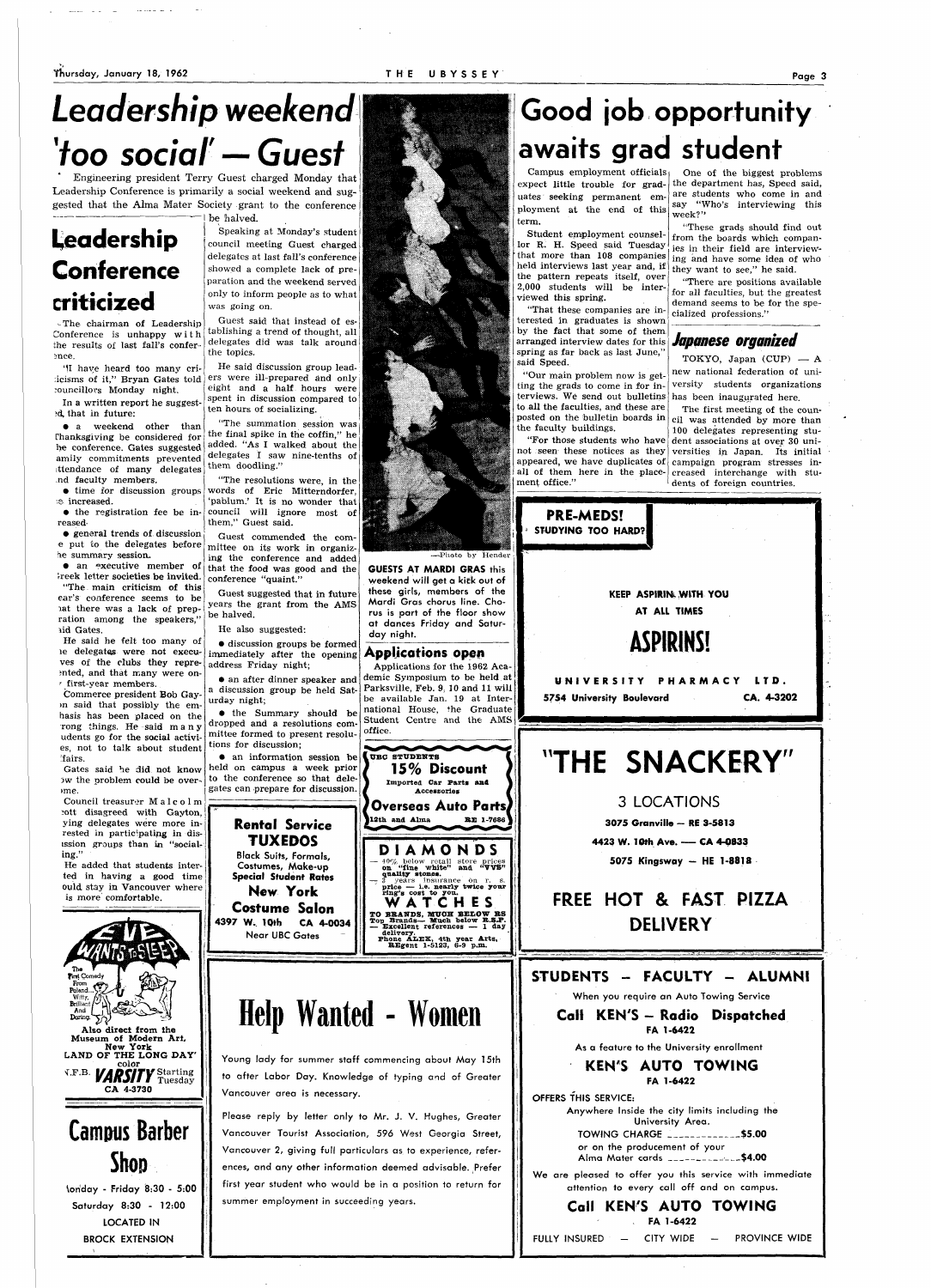# Leadership weekend 'too social' — Guest

Engineering president Terry Guest charged Monday that Leadership Conference is primarily a social weekend and suggested that the Alma Mater Society grant to the conference be halved.

Speaking at Monday's student council meeting Guest charged delegates at last fall's conference showed a complete lack of preparation and the weekend served only to inform people as to what was going on.

Guest said that instead of establishing a trend of thought, all delegates did was talk around the topics.

He said discussion group leaders were ill-prepared and only eight and a half hours were spent in discussion compared to ten hours of socializing.

"The summation session was the final spike in the coffin," he added. "As I walked about the delegates I saw nine-tenths of them doodling."

"The resolutions were, in the words of Eric Mitterndorfer, 'pablum.' It is no wonder that council will ignore most of them," Guest said.

Guest commended the committee on its work in organizing the conference and added that the food was good and the conference "quaint."

Guest suggested that in future years the grant from the AMS be halved.

He also suggested:

- discussion groups be formed immediately after the opening address Friday night;
- an after dinner speaker and a discussion group be held Saturday night;
- the Summary should be dropped and a resolutions committee formed to present resolutions for discussion;
- an information session be held on campus a week prior to the conference so that delegates can prepare for discussion.

## Leadership Conference criticized

The chairman of Leadership Conference is unhappy with the results of last fall's conference.

"I have heard too many criticisms of it," Bryan Gates told councillors Monday night.

In a written report he suggested, that in future:

- a weekend other than Thanksgiving be considered for the conference. Gates suggested family commitments prevented attendance of many delegates and faculty members.
- time for discussion groups be increased.
- the registration fee be increased.
- general trends of discussion be put to the delegates before the summary session.
- an executive member of Greek letter societies be invited.

"The main criticism of this year's conference seems to be that there was a lack of preparation among the speakers," said Gates.

He said he felt too many of the delegates were not executives of the clubs they represented, and that many were only first-year members.

Commerce president Bob Gayton said that possibly the emphasis has been placed on the wrong things. He said many students go for the social activities, not to talk about student affairs.

Gates said he did not know how the problem could be overcome.

Council treasurer Malcolm Scott disagreed with Gayton, saying delegates were more interested in participating in discussion groups than in "socializing."

He added that students interested in having a good time could stay in Vancouver where it is more comfortable.

—Photo by Hender

**GUESTS AT MARDI GRAS** this weekend will get a kick out of these girls, members of the Mardi Gras chorus line. Chorus is part of the floor show at dances Friday and Saturday night.

## Applications open

Applications for the 1962 Academic Symposium to be held at Parksville, Feb. 9, 10 and 11 will be available Jan. 19 at International House, the Graduate Student Centre and the AMS office.

# Good job opportunity awaits grad student

Campus employment officials expect little trouble for graduates seeking permanent employment at the end of this term.

Student employment counsellor R. H. Speed said Tuesday that more than 108 companies held interviews last year and, if the pattern repeats itself, over 2,000 students will be interviewed this spring.

"That these companies are interested in graduates is shown by the fact that some of them arranged interview dates for this spring as far back as last June," said Speed.

"Our main problem now is getting the grads to come in for interviews. We send out bulletins to all the faculties, and these are posted on the bulletin boards in the faculty buildings.

"For those students who have not seen these notices as they appeared, we have duplicates of all of them here in the placement office."

One of the biggest problems the department has, Speed said, are students who come in and say "Who's interviewing this week?"

"These grads should find out from the boards which companies in their field are interviewing and have some idea of who they want to see," he said.

"There are positions available for all faculties, but the greatest demand seems to be for the specialized professions."

## Japanese organized

TOKYO, Japan (CUP) — A new national federation of university students organizations has been inaugurated here.

The first meeting of the council was attended by more than 100 delegates representing student associations at over 30 universities in Japan. Its initial campaign program stresses increased interchange with students of foreign countries.

---

**PRE-MEDS!**
STUDYING TOO HARD?

KEEP ASPIRIN WITH YOU
AT ALL TIMES

**ASPIRINS!**

UNIVERSITY PHARMACY LTD.
5754 University Boulevard CA. 4-3202

---

# "THE SNACKERY"

3 LOCATIONS

3075 Granville — RE 3-5813
4423 W. 10th Ave. — CA 4-0833
5075 Kingsway — HE 1-8818

FREE HOT & FAST PIZZA DELIVERY

---

UBC STUDENTS
**15% Discount**
Imported Car Parts and Accessories
**Overseas Auto Parts**
12th and Alma RE 1-7686

---

**DIAMONDS**
— 40% below retail store prices on "fine white" and "VVS" quality stones.
— 3 years insurance on r. s. price — i.e. nearly twice your ring's cost to you.
**WATCHES**
TO BRANDS, MUCH BELOW RS Top Brands— Much below R.S.P.
— Excellent references — 1 day delivery.
Phone ALEX, 4th year Arts, REgent 1-5123, 6-9 p.m.

---

**Rental Service**
**TUXEDOS**
Black Suits, Formals, Costumes, Make-up
Special Student Rates
**New York Costume Salon**
4397 W. 10th CA 4-0034
Near UBC Gates

---

EVE WANTS TO SLEEP
The First Comedy From Poland... Witty, Brilliant And Daring.
Also direct from the Museum of Modern Art, New York
LAND OF THE LONG DAY
color
N.F.B.
VARSITY Starting Tuesday
CA 4-3730

---

**Campus Barber Shop**
Monday - Friday 8:30 - 5:00
Saturday 8:30 - 12:00
LOCATED IN BROCK EXTENSION

---

# Help Wanted - Women

Young lady for summer staff commencing about May 15th to after Labor Day. Knowledge of typing and of Greater Vancouver area is necessary.

Please reply by letter only to Mr. J. V. Hughes, Greater Vancouver Tourist Association, 596 West Georgia Street, Vancouver 2, giving full particulars as to experience, references, and any other information deemed advisable. Prefer first year student who would be in a position to return for summer employment in succeeding years.

---

**STUDENTS — FACULTY — ALUMNI**

When you require an Auto Towing Service

**Call KEN'S — Radio Dispatched**
FA 1-6422

As a feature to the University enrollment

**KEN'S AUTO TOWING**
FA 1-6422

OFFERS THIS SERVICE:
Anywhere Inside the city limits including the University Area.
TOWING CHARGE ............ $5.00
or on the producement of your Alma Mater cards ............ $4.00

We are pleased to offer you this service with immediate attention to every call off and on campus.

**Call KEN'S AUTO TOWING**
FA 1-6422

FULLY INSURED — CITY WIDE — PROVINCE WIDE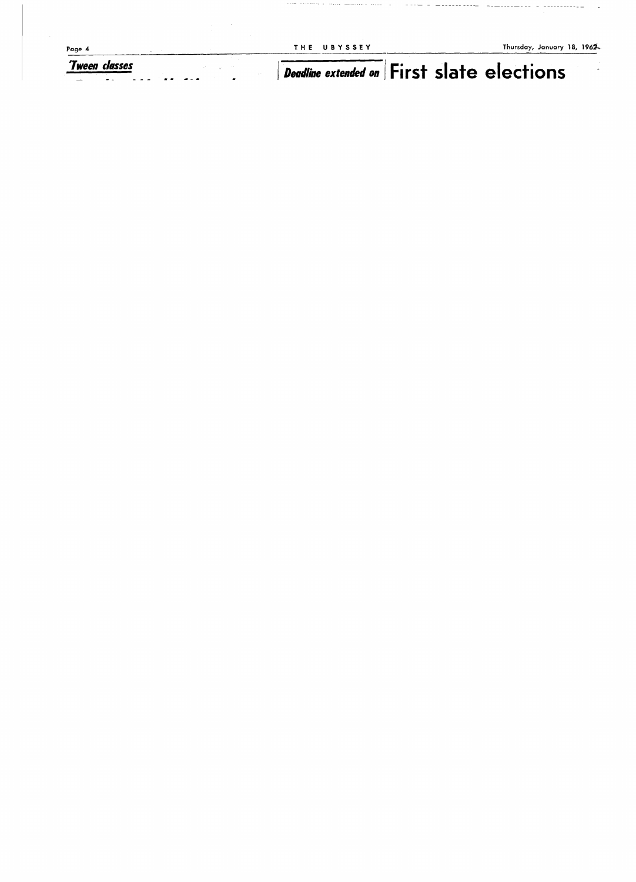*'Tween classes*

***Deadline extended on*** **First slate elections**